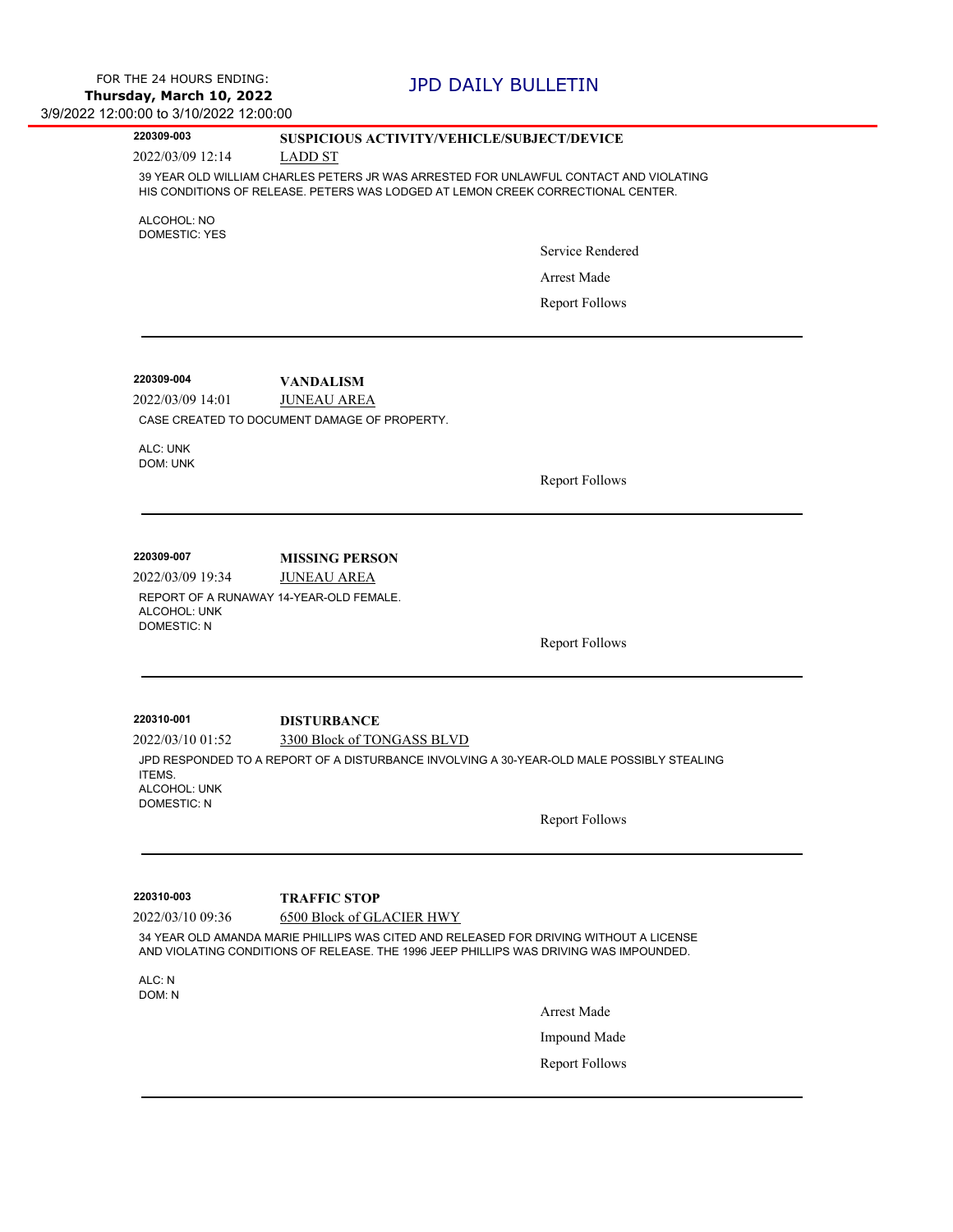FOR THE 24 HOURS ENDING:
**Thursday, March 10, 2022**
3/9/2022 12:00:00 to 3/10/2022 12:00:00

# JPD DAILY BULLETIN

---

**220309-003** — **SUSPICIOUS ACTIVITY/VEHICLE/SUBJECT/DEVICE**

2022/03/09 12:14 — LADD ST

39 YEAR OLD WILLIAM CHARLES PETERS JR WAS ARRESTED FOR UNLAWFUL CONTACT AND VIOLATING HIS CONDITIONS OF RELEASE. PETERS WAS LODGED AT LEMON CREEK CORRECTIONAL CENTER.

ALCOHOL: NO
DOMESTIC: YES

Service Rendered
Arrest Made
Report Follows

---

**220309-004** — **VANDALISM**

2022/03/09 14:01 — JUNEAU AREA

CASE CREATED TO DOCUMENT DAMAGE OF PROPERTY.

ALC: UNK
DOM: UNK

Report Follows

---

**220309-007** — **MISSING PERSON**

2022/03/09 19:34 — JUNEAU AREA

REPORT OF A RUNAWAY 14-YEAR-OLD FEMALE.
ALCOHOL: UNK
DOMESTIC: N

Report Follows

---

**220310-001** — **DISTURBANCE**

2022/03/10 01:52 — 3300 Block of TONGASS BLVD

JPD RESPONDED TO A REPORT OF A DISTURBANCE INVOLVING A 30-YEAR-OLD MALE POSSIBLY STEALING ITEMS.
ALCOHOL: UNK
DOMESTIC: N

Report Follows

---

**220310-003** — **TRAFFIC STOP**

2022/03/10 09:36 — 6500 Block of GLACIER HWY

34 YEAR OLD AMANDA MARIE PHILLIPS WAS CITED AND RELEASED FOR DRIVING WITHOUT A LICENSE AND VIOLATING CONDITIONS OF RELEASE. THE 1996 JEEP PHILLIPS WAS DRIVING WAS IMPOUNDED.

ALC: N
DOM: N

Arrest Made
Impound Made
Report Follows

---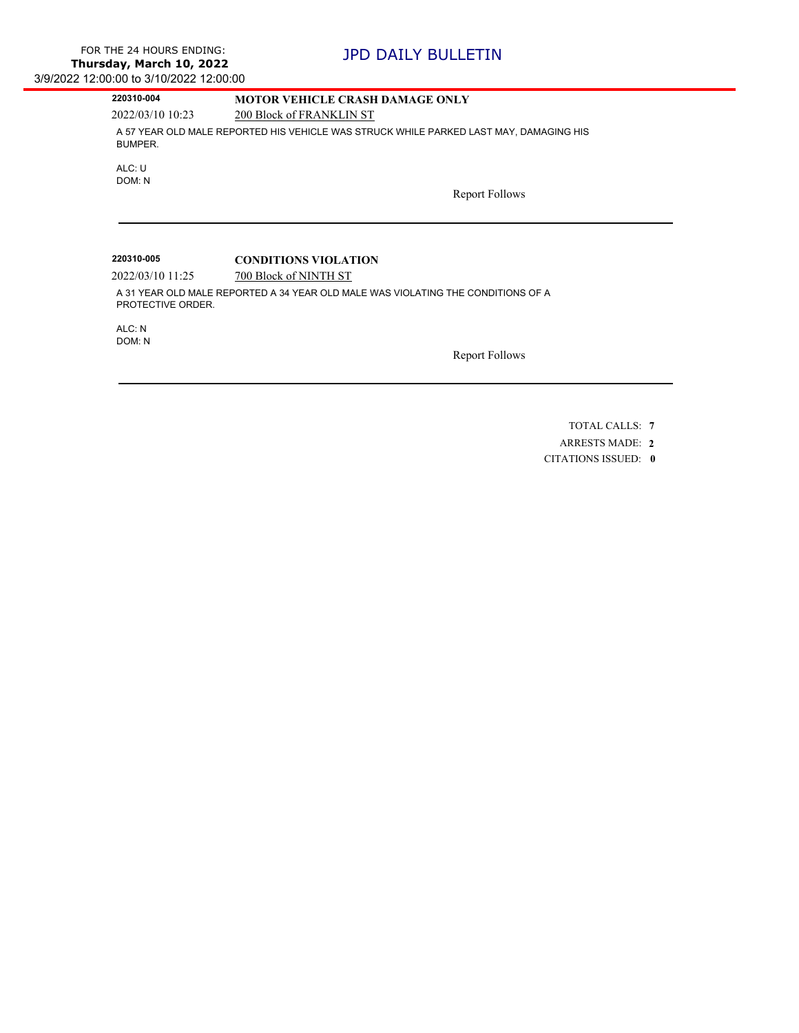**220310-004** **MOTOR VEHICLE CRASH DAMAGE ONLY**

2022/03/10 10:23 200 Block of FRANKLIN ST

A 57 YEAR OLD MALE REPORTED HIS VEHICLE WAS STRUCK WHILE PARKED LAST MAY, DAMAGING HIS BUMPER.

ALC: U
DOM: N

Report Follows

---

**220310-005** **CONDITIONS VIOLATION**

2022/03/10 11:25 700 Block of NINTH ST

A 31 YEAR OLD MALE REPORTED A 34 YEAR OLD MALE WAS VIOLATING THE CONDITIONS OF A PROTECTIVE ORDER.

ALC: N
DOM: N

Report Follows

---

TOTAL CALLS: **7**

ARRESTS MADE: **2**

CITATIONS ISSUED: **0**